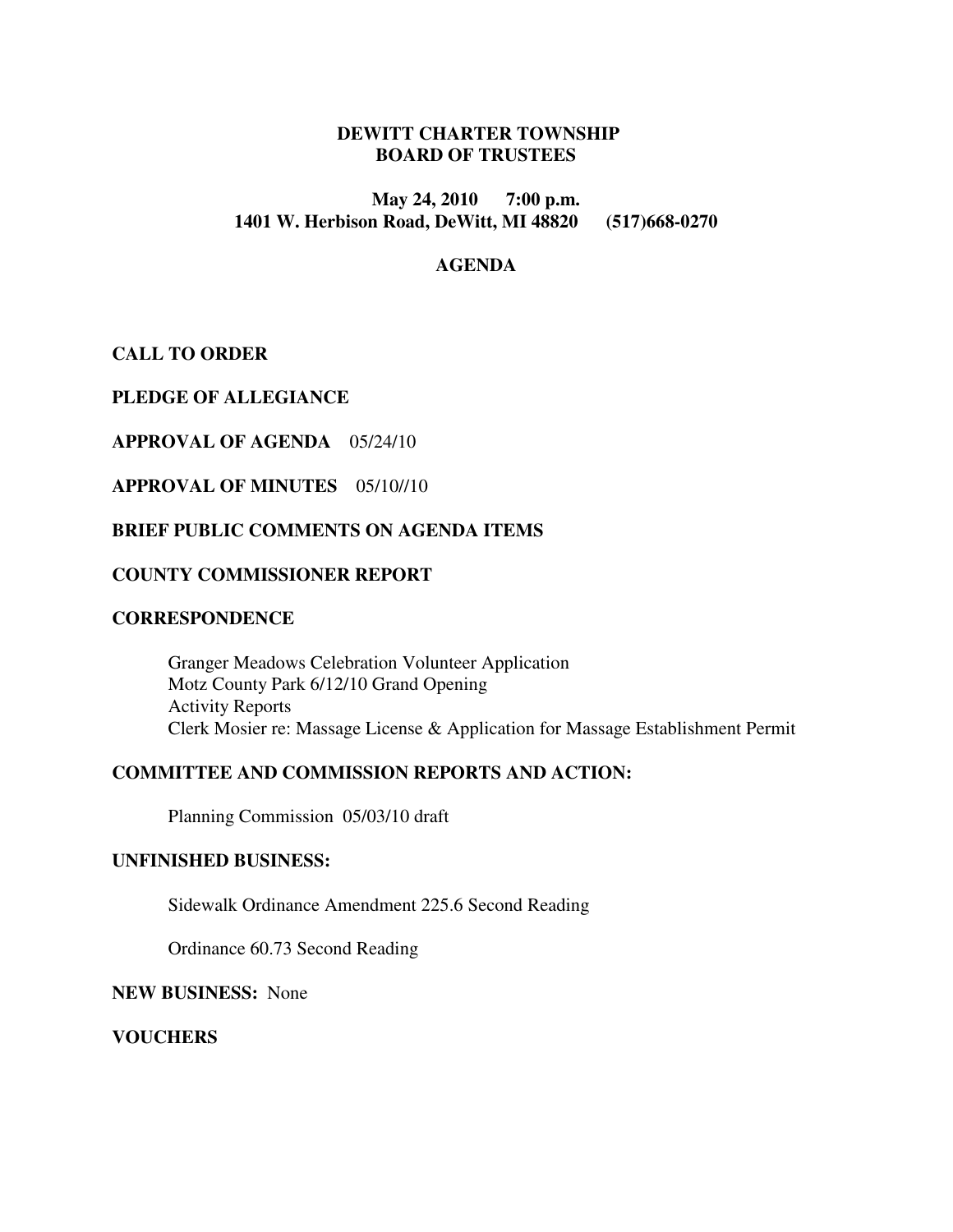**DEWITT CHARTER TOWNSHIP**
**BOARD OF TRUSTEES**

**May 24, 2010 7:00 p.m.**
**1401 W. Herbison Road, DeWitt, MI 48820 (517)668-0270**

**AGENDA**

**CALL TO ORDER**

**PLEDGE OF ALLEGIANCE**

**APPROVAL OF AGENDA** 05/24/10

**APPROVAL OF MINUTES** 05/10//10

**BRIEF PUBLIC COMMENTS ON AGENDA ITEMS**

**COUNTY COMMISSIONER REPORT**

**CORRESPONDENCE**

Granger Meadows Celebration Volunteer Application
Motz County Park 6/12/10 Grand Opening
Activity Reports
Clerk Mosier re: Massage License & Application for Massage Establishment Permit

**COMMITTEE AND COMMISSION REPORTS AND ACTION:**

Planning Commission 05/03/10 draft

**UNFINISHED BUSINESS:**

Sidewalk Ordinance Amendment 225.6 Second Reading

Ordinance 60.73 Second Reading

**NEW BUSINESS:** None

**VOUCHERS**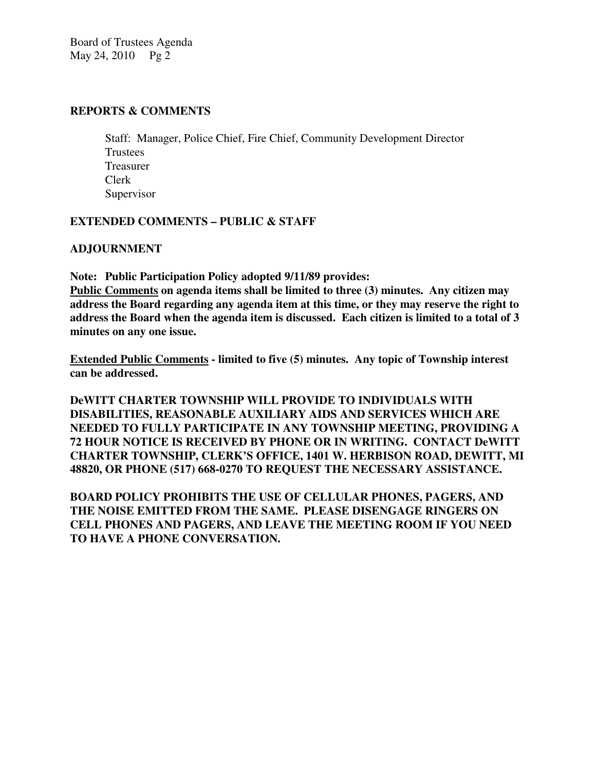**REPORTS & COMMENTS**

Staff: Manager, Police Chief, Fire Chief, Community Development Director
Trustees
Treasurer
Clerk
Supervisor

**EXTENDED COMMENTS – PUBLIC & STAFF**

**ADJOURNMENT**

**Note: Public Participation Policy adopted 9/11/89 provides:**
**<u>Public Comments</u> on agenda items shall be limited to three (3) minutes. Any citizen may address the Board regarding any agenda item at this time, or they may reserve the right to address the Board when the agenda item is discussed. Each citizen is limited to a total of 3 minutes on any one issue.**

**<u>Extended Public Comments</u> - limited to five (5) minutes. Any topic of Township interest can be addressed.**

**DeWITT CHARTER TOWNSHIP WILL PROVIDE TO INDIVIDUALS WITH DISABILITIES, REASONABLE AUXILIARY AIDS AND SERVICES WHICH ARE NEEDED TO FULLY PARTICIPATE IN ANY TOWNSHIP MEETING, PROVIDING A 72 HOUR NOTICE IS RECEIVED BY PHONE OR IN WRITING. CONTACT DeWITT CHARTER TOWNSHIP, CLERK'S OFFICE, 1401 W. HERBISON ROAD, DEWITT, MI 48820, OR PHONE (517) 668-0270 TO REQUEST THE NECESSARY ASSISTANCE.**

**BOARD POLICY PROHIBITS THE USE OF CELLULAR PHONES, PAGERS, AND THE NOISE EMITTED FROM THE SAME. PLEASE DISENGAGE RINGERS ON CELL PHONES AND PAGERS, AND LEAVE THE MEETING ROOM IF YOU NEED TO HAVE A PHONE CONVERSATION.**